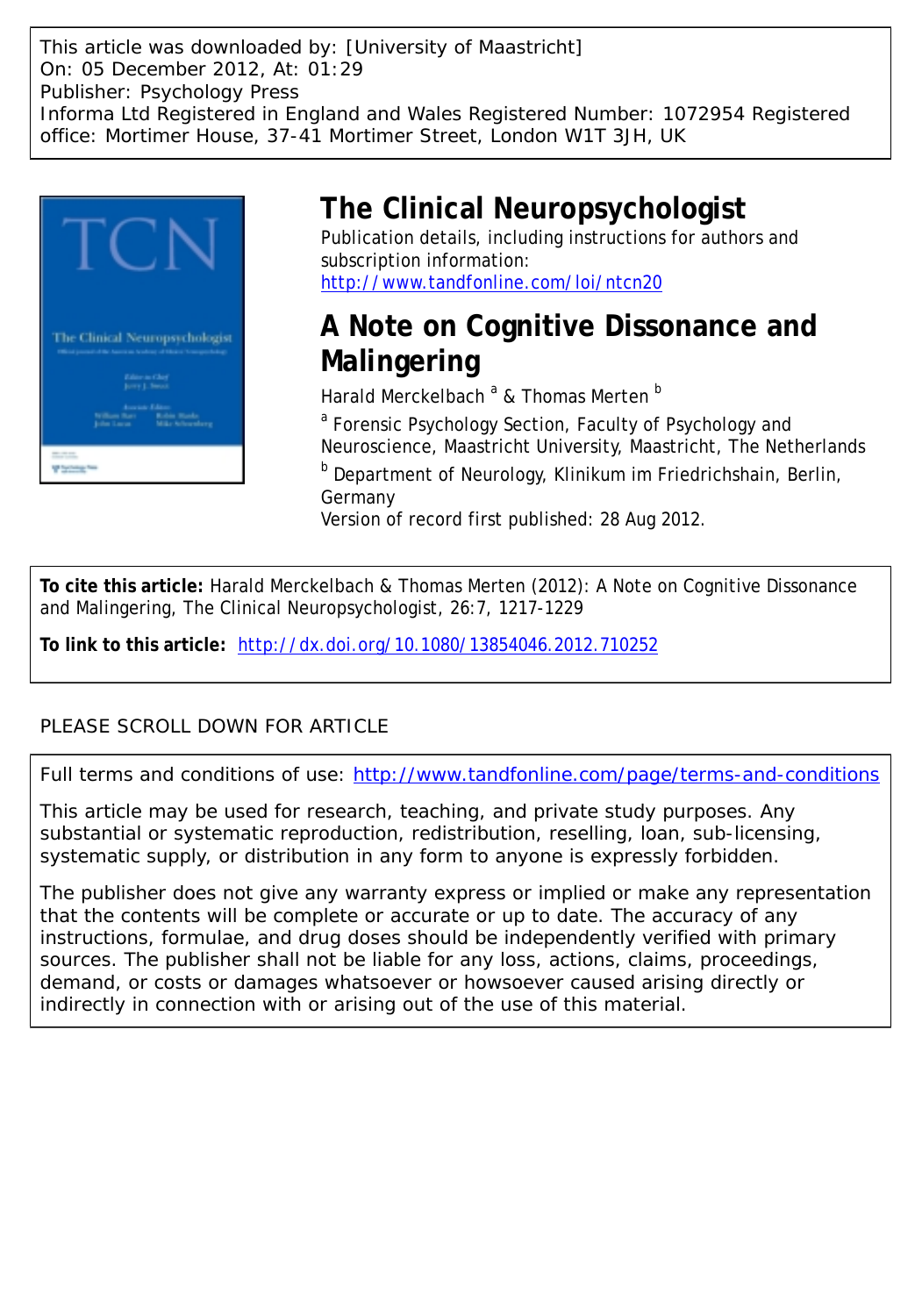This article was downloaded by: [University of Maastricht]
On: 05 December 2012, At: 01:29
Publisher: Psychology Press
Informa Ltd Registered in England and Wales Registered Number: 1072954 Registered office: Mortimer House, 37-41 Mortimer Street, London W1T 3JH, UK

# The Clinical Neuropsychologist

Publication details, including instructions for authors and subscription information:
http://www.tandfonline.com/loi/ntcn20

## A Note on Cognitive Dissonance and Malingering

Harald Merckelbach [a] & Thomas Merten [b]

[a] Forensic Psychology Section, Faculty of Psychology and Neuroscience, Maastricht University, Maastricht, The Netherlands

[b] Department of Neurology, Klinikum im Friedrichshain, Berlin, Germany

Version of record first published: 28 Aug 2012.

**To cite this article:** Harald Merckelbach & Thomas Merten (2012): A Note on Cognitive Dissonance and Malingering, The Clinical Neuropsychologist, 26:7, 1217-1229

**To link to this article:** http://dx.doi.org/10.1080/13854046.2012.710252

PLEASE SCROLL DOWN FOR ARTICLE

Full terms and conditions of use: http://www.tandfonline.com/page/terms-and-conditions

This article may be used for research, teaching, and private study purposes. Any substantial or systematic reproduction, redistribution, reselling, loan, sub-licensing, systematic supply, or distribution in any form to anyone is expressly forbidden.

The publisher does not give any warranty express or implied or make any representation that the contents will be complete or accurate or up to date. The accuracy of any instructions, formulae, and drug doses should be independently verified with primary sources. The publisher shall not be liable for any loss, actions, claims, proceedings, demand, or costs or damages whatsoever or howsoever caused arising directly or indirectly in connection with or arising out of the use of this material.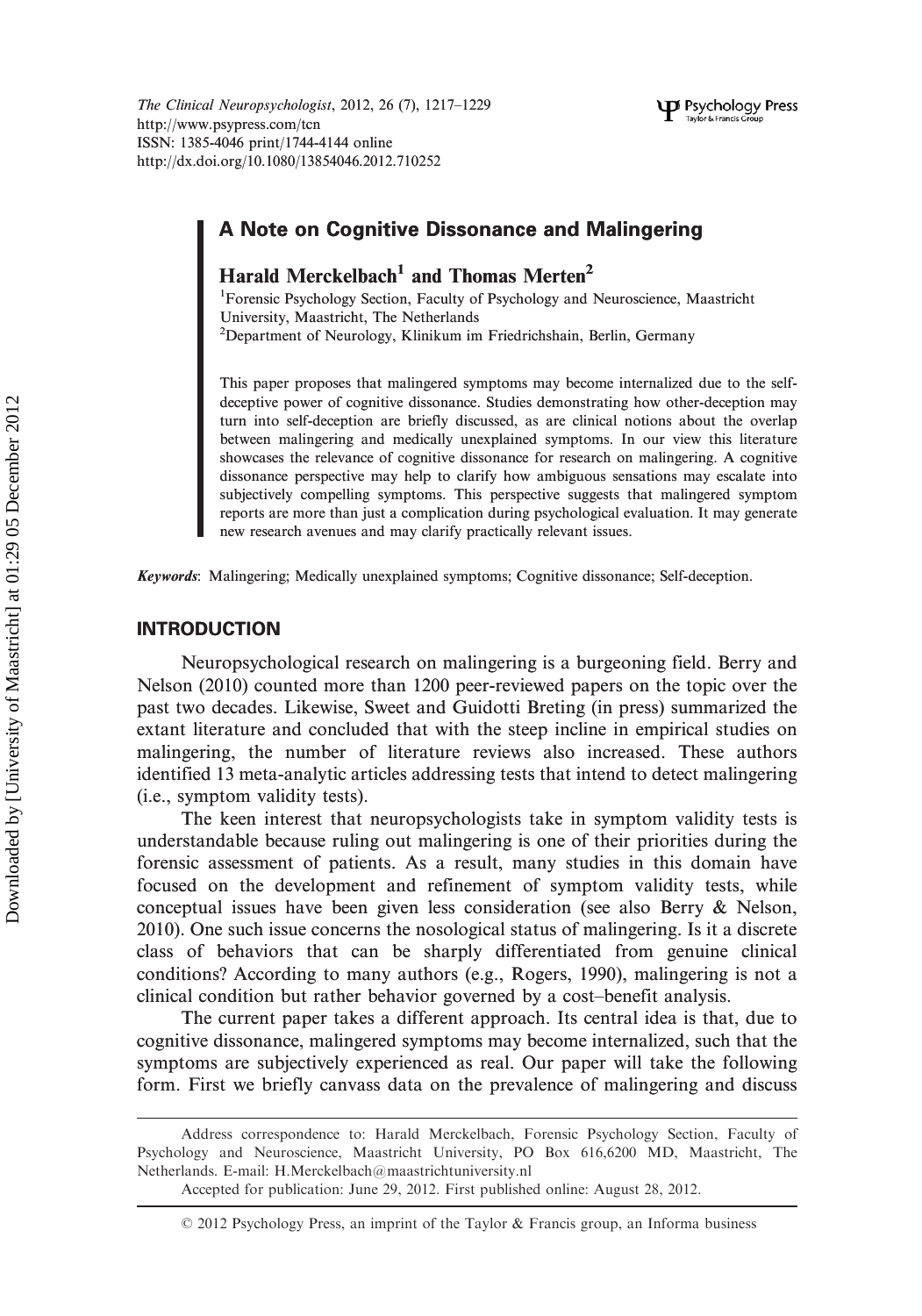# A Note on Cognitive Dissonance and Malingering

**Harald Merckelbach[1] and Thomas Merten[2]**

[1]Forensic Psychology Section, Faculty of Psychology and Neuroscience, Maastricht University, Maastricht, The Netherlands

[2]Department of Neurology, Klinikum im Friedrichshain, Berlin, Germany

This paper proposes that malingered symptoms may become internalized due to the self-deceptive power of cognitive dissonance. Studies demonstrating how other-deception may turn into self-deception are briefly discussed, as are clinical notions about the overlap between malingering and medically unexplained symptoms. In our view this literature showcases the relevance of cognitive dissonance for research on malingering. A cognitive dissonance perspective may help to clarify how ambiguous sensations may escalate into subjectively compelling symptoms. This perspective suggests that malingered symptom reports are more than just a complication during psychological evaluation. It may generate new research avenues and may clarify practically relevant issues.

***Keywords***: Malingering; Medically unexplained symptoms; Cognitive dissonance; Self-deception.

## INTRODUCTION

Neuropsychological research on malingering is a burgeoning field. Berry and Nelson (2010) counted more than 1200 peer-reviewed papers on the topic over the past two decades. Likewise, Sweet and Guidotti Breting (in press) summarized the extant literature and concluded that with the steep incline in empirical studies on malingering, the number of literature reviews also increased. These authors identified 13 meta-analytic articles addressing tests that intend to detect malingering (i.e., symptom validity tests).

The keen interest that neuropsychologists take in symptom validity tests is understandable because ruling out malingering is one of their priorities during the forensic assessment of patients. As a result, many studies in this domain have focused on the development and refinement of symptom validity tests, while conceptual issues have been given less consideration (see also Berry & Nelson, 2010). One such issue concerns the nosological status of malingering. Is it a discrete class of behaviors that can be sharply differentiated from genuine clinical conditions? According to many authors (e.g., Rogers, 1990), malingering is not a clinical condition but rather behavior governed by a cost–benefit analysis.

The current paper takes a different approach. Its central idea is that, due to cognitive dissonance, malingered symptoms may become internalized, such that the symptoms are subjectively experienced as real. Our paper will take the following form. First we briefly canvass data on the prevalence of malingering and discuss

Address correspondence to: Harald Merckelbach, Forensic Psychology Section, Faculty of Psychology and Neuroscience, Maastricht University, PO Box 616,6200 MD, Maastricht, The Netherlands. E-mail: H.Merckelbach@maastrichtuniversity.nl

Accepted for publication: June 29, 2012. First published online: August 28, 2012.

© 2012 Psychology Press, an imprint of the Taylor & Francis group, an Informa business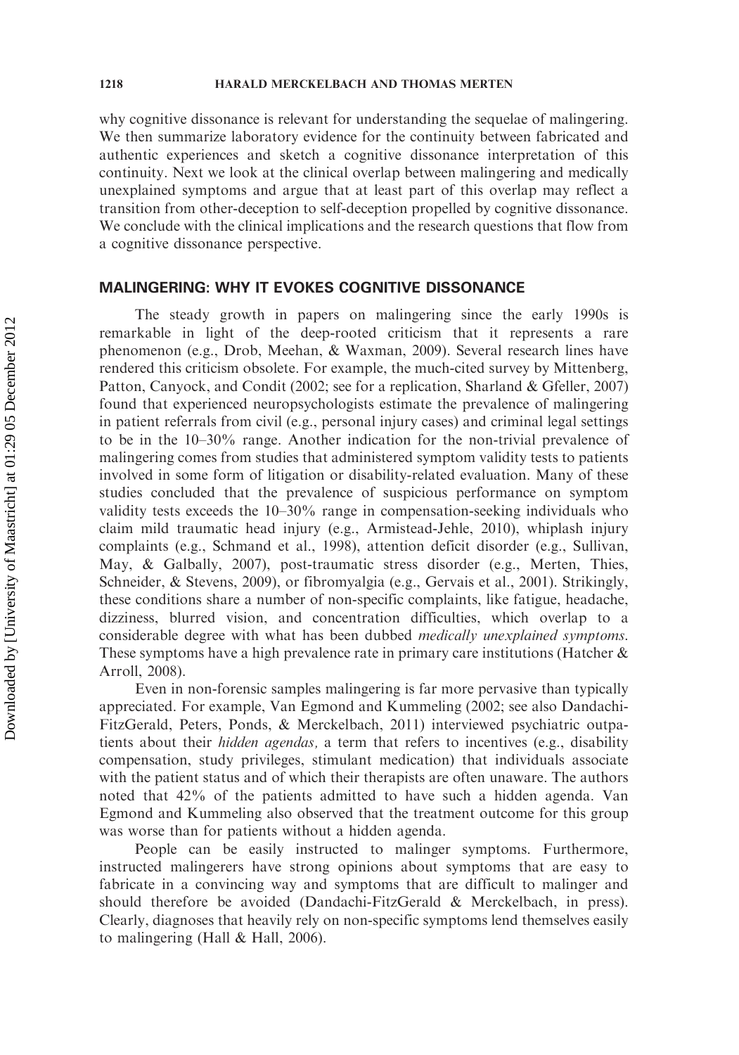why cognitive dissonance is relevant for understanding the sequelae of malingering. We then summarize laboratory evidence for the continuity between fabricated and authentic experiences and sketch a cognitive dissonance interpretation of this continuity. Next we look at the clinical overlap between malingering and medically unexplained symptoms and argue that at least part of this overlap may reflect a transition from other-deception to self-deception propelled by cognitive dissonance. We conclude with the clinical implications and the research questions that flow from a cognitive dissonance perspective.

## MALINGERING: WHY IT EVOKES COGNITIVE DISSONANCE

The steady growth in papers on malingering since the early 1990s is remarkable in light of the deep-rooted criticism that it represents a rare phenomenon (e.g., Drob, Meehan, & Waxman, 2009). Several research lines have rendered this criticism obsolete. For example, the much-cited survey by Mittenberg, Patton, Canyock, and Condit (2002; see for a replication, Sharland & Gfeller, 2007) found that experienced neuropsychologists estimate the prevalence of malingering in patient referrals from civil (e.g., personal injury cases) and criminal legal settings to be in the 10–30% range. Another indication for the non-trivial prevalence of malingering comes from studies that administered symptom validity tests to patients involved in some form of litigation or disability-related evaluation. Many of these studies concluded that the prevalence of suspicious performance on symptom validity tests exceeds the 10–30% range in compensation-seeking individuals who claim mild traumatic head injury (e.g., Armistead-Jehle, 2010), whiplash injury complaints (e.g., Schmand et al., 1998), attention deficit disorder (e.g., Sullivan, May, & Galbally, 2007), post-traumatic stress disorder (e.g., Merten, Thies, Schneider, & Stevens, 2009), or fibromyalgia (e.g., Gervais et al., 2001). Strikingly, these conditions share a number of non-specific complaints, like fatigue, headache, dizziness, blurred vision, and concentration difficulties, which overlap to a considerable degree with what has been dubbed *medically unexplained symptoms.* These symptoms have a high prevalence rate in primary care institutions (Hatcher & Arroll, 2008).

Even in non-forensic samples malingering is far more pervasive than typically appreciated. For example, Van Egmond and Kummeling (2002; see also Dandachi-FitzGerald, Peters, Ponds, & Merckelbach, 2011) interviewed psychiatric outpatients about their *hidden agendas,* a term that refers to incentives (e.g., disability compensation, study privileges, stimulant medication) that individuals associate with the patient status and of which their therapists are often unaware. The authors noted that 42% of the patients admitted to have such a hidden agenda. Van Egmond and Kummeling also observed that the treatment outcome for this group was worse than for patients without a hidden agenda.

People can be easily instructed to malinger symptoms. Furthermore, instructed malingerers have strong opinions about symptoms that are easy to fabricate in a convincing way and symptoms that are difficult to malinger and should therefore be avoided (Dandachi-FitzGerald & Merckelbach, in press). Clearly, diagnoses that heavily rely on non-specific symptoms lend themselves easily to malingering (Hall & Hall, 2006).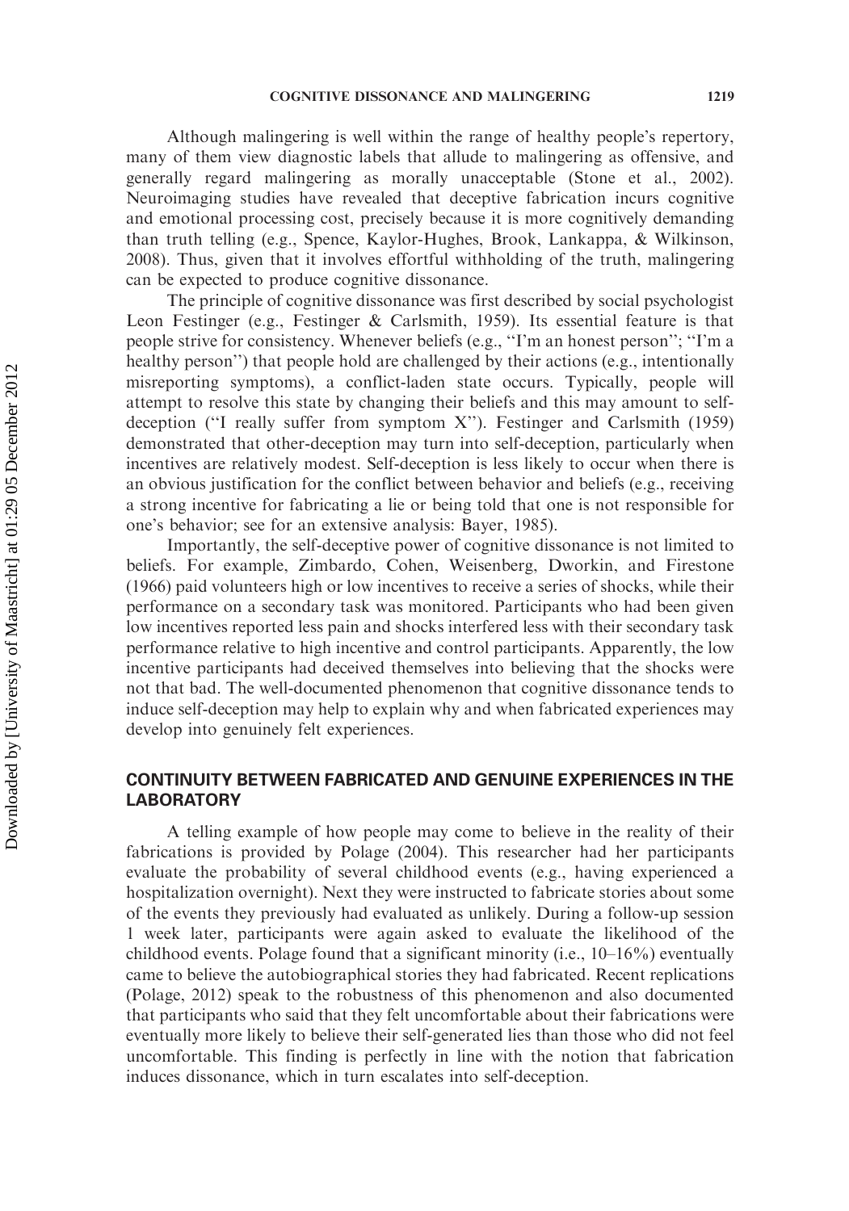Although malingering is well within the range of healthy people's repertory, many of them view diagnostic labels that allude to malingering as offensive, and generally regard malingering as morally unacceptable (Stone et al., 2002). Neuroimaging studies have revealed that deceptive fabrication incurs cognitive and emotional processing cost, precisely because it is more cognitively demanding than truth telling (e.g., Spence, Kaylor-Hughes, Brook, Lankappa, & Wilkinson, 2008). Thus, given that it involves effortful withholding of the truth, malingering can be expected to produce cognitive dissonance.

The principle of cognitive dissonance was first described by social psychologist Leon Festinger (e.g., Festinger & Carlsmith, 1959). Its essential feature is that people strive for consistency. Whenever beliefs (e.g., "I'm an honest person"; "I'm a healthy person") that people hold are challenged by their actions (e.g., intentionally misreporting symptoms), a conflict-laden state occurs. Typically, people will attempt to resolve this state by changing their beliefs and this may amount to self-deception ("I really suffer from symptom X"). Festinger and Carlsmith (1959) demonstrated that other-deception may turn into self-deception, particularly when incentives are relatively modest. Self-deception is less likely to occur when there is an obvious justification for the conflict between behavior and beliefs (e.g., receiving a strong incentive for fabricating a lie or being told that one is not responsible for one's behavior; see for an extensive analysis: Bayer, 1985).

Importantly, the self-deceptive power of cognitive dissonance is not limited to beliefs. For example, Zimbardo, Cohen, Weisenberg, Dworkin, and Firestone (1966) paid volunteers high or low incentives to receive a series of shocks, while their performance on a secondary task was monitored. Participants who had been given low incentives reported less pain and shocks interfered less with their secondary task performance relative to high incentive and control participants. Apparently, the low incentive participants had deceived themselves into believing that the shocks were not that bad. The well-documented phenomenon that cognitive dissonance tends to induce self-deception may help to explain why and when fabricated experiences may develop into genuinely felt experiences.

## CONTINUITY BETWEEN FABRICATED AND GENUINE EXPERIENCES IN THE LABORATORY

A telling example of how people may come to believe in the reality of their fabrications is provided by Polage (2004). This researcher had her participants evaluate the probability of several childhood events (e.g., having experienced a hospitalization overnight). Next they were instructed to fabricate stories about some of the events they previously had evaluated as unlikely. During a follow-up session 1 week later, participants were again asked to evaluate the likelihood of the childhood events. Polage found that a significant minority (i.e., 10–16%) eventually came to believe the autobiographical stories they had fabricated. Recent replications (Polage, 2012) speak to the robustness of this phenomenon and also documented that participants who said that they felt uncomfortable about their fabrications were eventually more likely to believe their self-generated lies than those who did not feel uncomfortable. This finding is perfectly in line with the notion that fabrication induces dissonance, which in turn escalates into self-deception.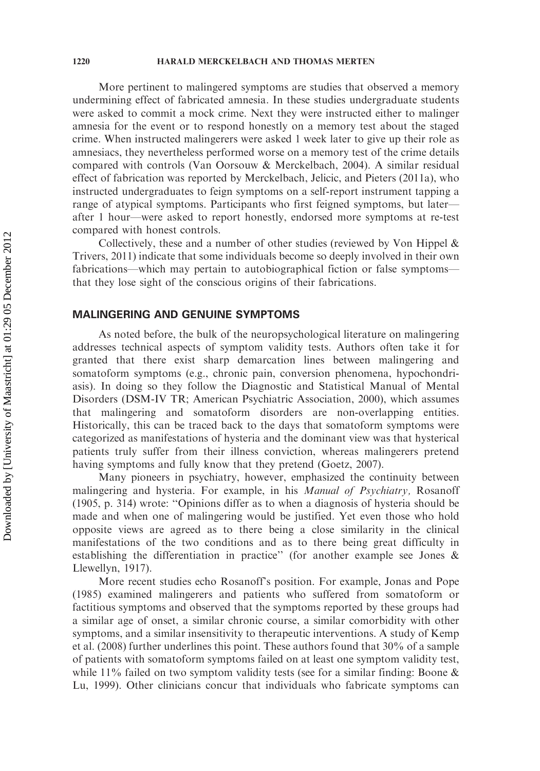More pertinent to malingered symptoms are studies that observed a memory undermining effect of fabricated amnesia. In these studies undergraduate students were asked to commit a mock crime. Next they were instructed either to malinger amnesia for the event or to respond honestly on a memory test about the staged crime. When instructed malingerers were asked 1 week later to give up their role as amnesiacs, they nevertheless performed worse on a memory test of the crime details compared with controls (Van Oorsouw & Merckelbach, 2004). A similar residual effect of fabrication was reported by Merckelbach, Jelicic, and Pieters (2011a), who instructed undergraduates to feign symptoms on a self-report instrument tapping a range of atypical symptoms. Participants who first feigned symptoms, but later—after 1 hour—were asked to report honestly, endorsed more symptoms at re-test compared with honest controls.

Collectively, these and a number of other studies (reviewed by Von Hippel & Trivers, 2011) indicate that some individuals become so deeply involved in their own fabrications—which may pertain to autobiographical fiction or false symptoms—that they lose sight of the conscious origins of their fabrications.

## MALINGERING AND GENUINE SYMPTOMS

As noted before, the bulk of the neuropsychological literature on malingering addresses technical aspects of symptom validity tests. Authors often take it for granted that there exist sharp demarcation lines between malingering and somatoform symptoms (e.g., chronic pain, conversion phenomena, hypochondriasis). In doing so they follow the Diagnostic and Statistical Manual of Mental Disorders (DSM-IV TR; American Psychiatric Association, 2000), which assumes that malingering and somatoform disorders are non-overlapping entities. Historically, this can be traced back to the days that somatoform symptoms were categorized as manifestations of hysteria and the dominant view was that hysterical patients truly suffer from their illness conviction, whereas malingerers pretend having symptoms and fully know that they pretend (Goetz, 2007).

Many pioneers in psychiatry, however, emphasized the continuity between malingering and hysteria. For example, in his *Manual of Psychiatry,* Rosanoff (1905, p. 314) wrote: "Opinions differ as to when a diagnosis of hysteria should be made and when one of malingering would be justified. Yet even those who hold opposite views are agreed as to there being a close similarity in the clinical manifestations of the two conditions and as to there being great difficulty in establishing the differentiation in practice" (for another example see Jones & Llewellyn, 1917).

More recent studies echo Rosanoff's position. For example, Jonas and Pope (1985) examined malingerers and patients who suffered from somatoform or factitious symptoms and observed that the symptoms reported by these groups had a similar age of onset, a similar chronic course, a similar comorbidity with other symptoms, and a similar insensitivity to therapeutic interventions. A study of Kemp et al. (2008) further underlines this point. These authors found that 30% of a sample of patients with somatoform symptoms failed on at least one symptom validity test, while 11% failed on two symptom validity tests (see for a similar finding: Boone & Lu, 1999). Other clinicians concur that individuals who fabricate symptoms can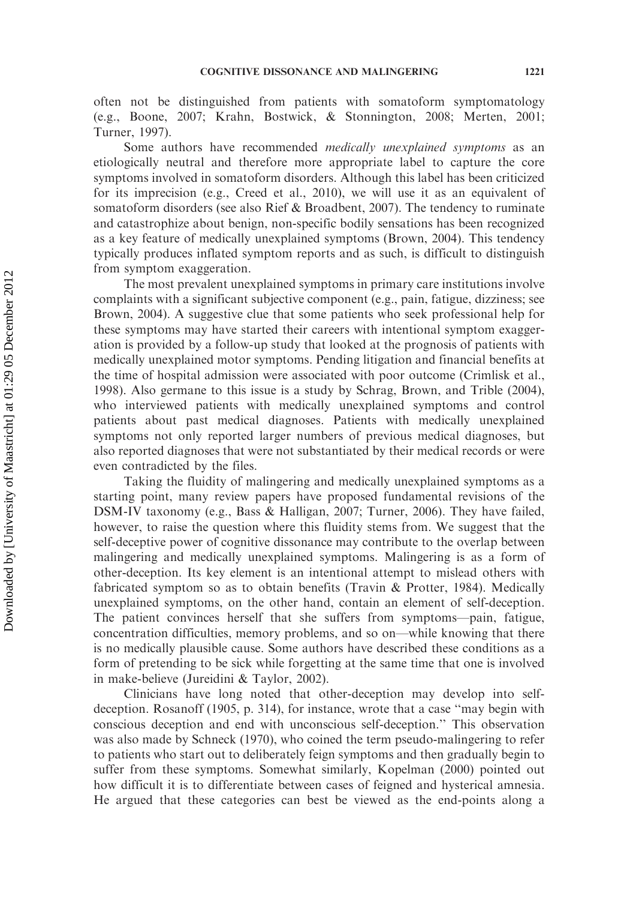often not be distinguished from patients with somatoform symptomatology (e.g., Boone, 2007; Krahn, Bostwick, & Stonnington, 2008; Merten, 2001; Turner, 1997).

Some authors have recommended *medically unexplained symptoms* as an etiologically neutral and therefore more appropriate label to capture the core symptoms involved in somatoform disorders. Although this label has been criticized for its imprecision (e.g., Creed et al., 2010), we will use it as an equivalent of somatoform disorders (see also Rief & Broadbent, 2007). The tendency to ruminate and catastrophize about benign, non-specific bodily sensations has been recognized as a key feature of medically unexplained symptoms (Brown, 2004). This tendency typically produces inflated symptom reports and as such, is difficult to distinguish from symptom exaggeration.

The most prevalent unexplained symptoms in primary care institutions involve complaints with a significant subjective component (e.g., pain, fatigue, dizziness; see Brown, 2004). A suggestive clue that some patients who seek professional help for these symptoms may have started their careers with intentional symptom exaggeration is provided by a follow-up study that looked at the prognosis of patients with medically unexplained motor symptoms. Pending litigation and financial benefits at the time of hospital admission were associated with poor outcome (Crimlisk et al., 1998). Also germane to this issue is a study by Schrag, Brown, and Trible (2004), who interviewed patients with medically unexplained symptoms and control patients about past medical diagnoses. Patients with medically unexplained symptoms not only reported larger numbers of previous medical diagnoses, but also reported diagnoses that were not substantiated by their medical records or were even contradicted by the files.

Taking the fluidity of malingering and medically unexplained symptoms as a starting point, many review papers have proposed fundamental revisions of the DSM-IV taxonomy (e.g., Bass & Halligan, 2007; Turner, 2006). They have failed, however, to raise the question where this fluidity stems from. We suggest that the self-deceptive power of cognitive dissonance may contribute to the overlap between malingering and medically unexplained symptoms. Malingering is as a form of other-deception. Its key element is an intentional attempt to mislead others with fabricated symptom so as to obtain benefits (Travin & Protter, 1984). Medically unexplained symptoms, on the other hand, contain an element of self-deception. The patient convinces herself that she suffers from symptoms—pain, fatigue, concentration difficulties, memory problems, and so on—while knowing that there is no medically plausible cause. Some authors have described these conditions as a form of pretending to be sick while forgetting at the same time that one is involved in make-believe (Jureidini & Taylor, 2002).

Clinicians have long noted that other-deception may develop into self-deception. Rosanoff (1905, p. 314), for instance, wrote that a case "may begin with conscious deception and end with unconscious self-deception." This observation was also made by Schneck (1970), who coined the term pseudo-malingering to refer to patients who start out to deliberately feign symptoms and then gradually begin to suffer from these symptoms. Somewhat similarly, Kopelman (2000) pointed out how difficult it is to differentiate between cases of feigned and hysterical amnesia. He argued that these categories can best be viewed as the end-points along a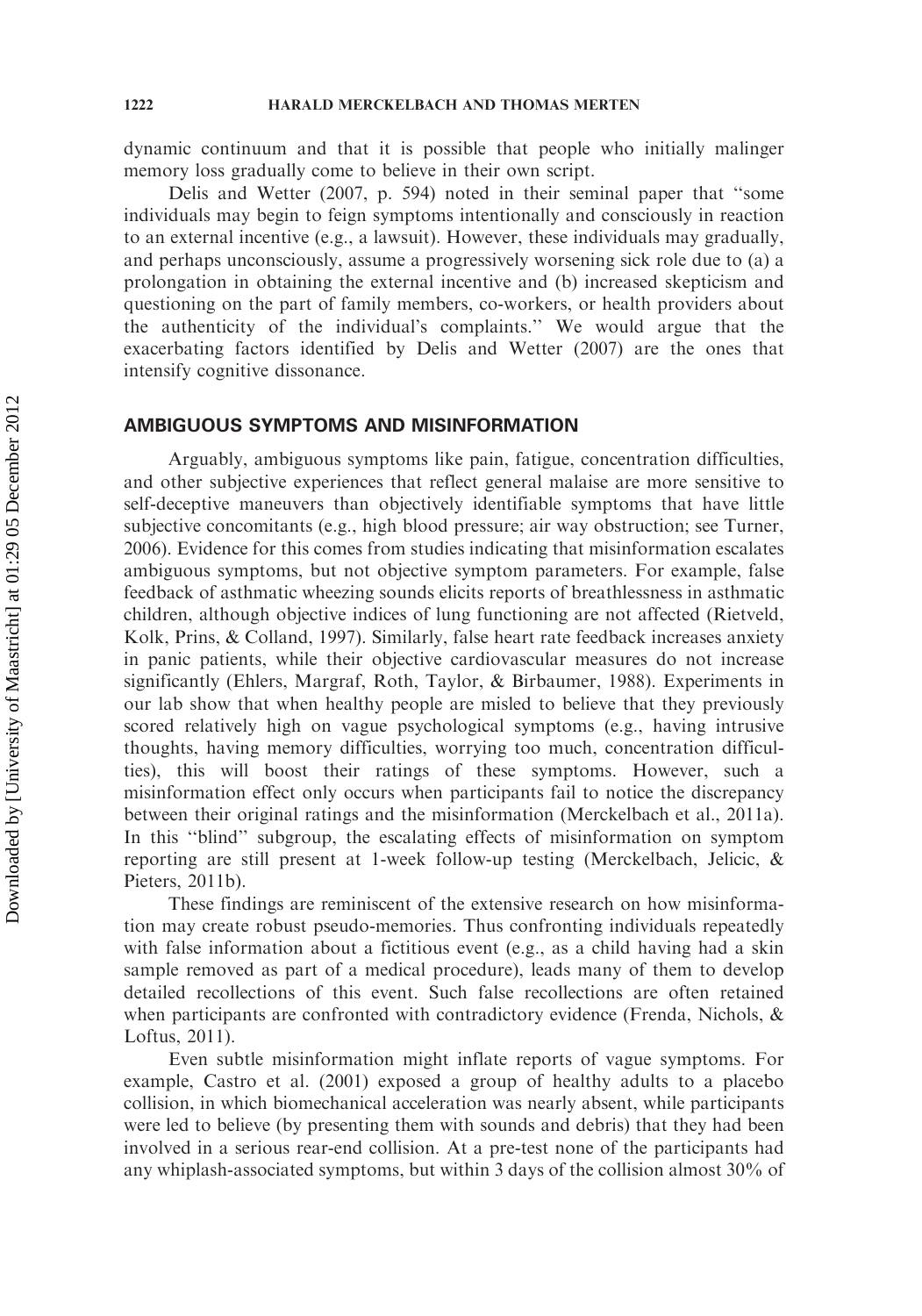dynamic continuum and that it is possible that people who initially malinger memory loss gradually come to believe in their own script.

Delis and Wetter (2007, p. 594) noted in their seminal paper that ''some individuals may begin to feign symptoms intentionally and consciously in reaction to an external incentive (e.g., a lawsuit). However, these individuals may gradually, and perhaps unconsciously, assume a progressively worsening sick role due to (a) a prolongation in obtaining the external incentive and (b) increased skepticism and questioning on the part of family members, co-workers, or health providers about the authenticity of the individual's complaints.'' We would argue that the exacerbating factors identified by Delis and Wetter (2007) are the ones that intensify cognitive dissonance.

## AMBIGUOUS SYMPTOMS AND MISINFORMATION

Arguably, ambiguous symptoms like pain, fatigue, concentration difficulties, and other subjective experiences that reflect general malaise are more sensitive to self-deceptive maneuvers than objectively identifiable symptoms that have little subjective concomitants (e.g., high blood pressure; air way obstruction; see Turner, 2006). Evidence for this comes from studies indicating that misinformation escalates ambiguous symptoms, but not objective symptom parameters. For example, false feedback of asthmatic wheezing sounds elicits reports of breathlessness in asthmatic children, although objective indices of lung functioning are not affected (Rietveld, Kolk, Prins, & Colland, 1997). Similarly, false heart rate feedback increases anxiety in panic patients, while their objective cardiovascular measures do not increase significantly (Ehlers, Margraf, Roth, Taylor, & Birbaumer, 1988). Experiments in our lab show that when healthy people are misled to believe that they previously scored relatively high on vague psychological symptoms (e.g., having intrusive thoughts, having memory difficulties, worrying too much, concentration difficulties), this will boost their ratings of these symptoms. However, such a misinformation effect only occurs when participants fail to notice the discrepancy between their original ratings and the misinformation (Merckelbach et al., 2011a). In this ''blind'' subgroup, the escalating effects of misinformation on symptom reporting are still present at 1-week follow-up testing (Merckelbach, Jelicic, & Pieters, 2011b).

These findings are reminiscent of the extensive research on how misinformation may create robust pseudo-memories. Thus confronting individuals repeatedly with false information about a fictitious event (e.g., as a child having had a skin sample removed as part of a medical procedure), leads many of them to develop detailed recollections of this event. Such false recollections are often retained when participants are confronted with contradictory evidence (Frenda, Nichols, & Loftus, 2011).

Even subtle misinformation might inflate reports of vague symptoms. For example, Castro et al. (2001) exposed a group of healthy adults to a placebo collision, in which biomechanical acceleration was nearly absent, while participants were led to believe (by presenting them with sounds and debris) that they had been involved in a serious rear-end collision. At a pre-test none of the participants had any whiplash-associated symptoms, but within 3 days of the collision almost 30% of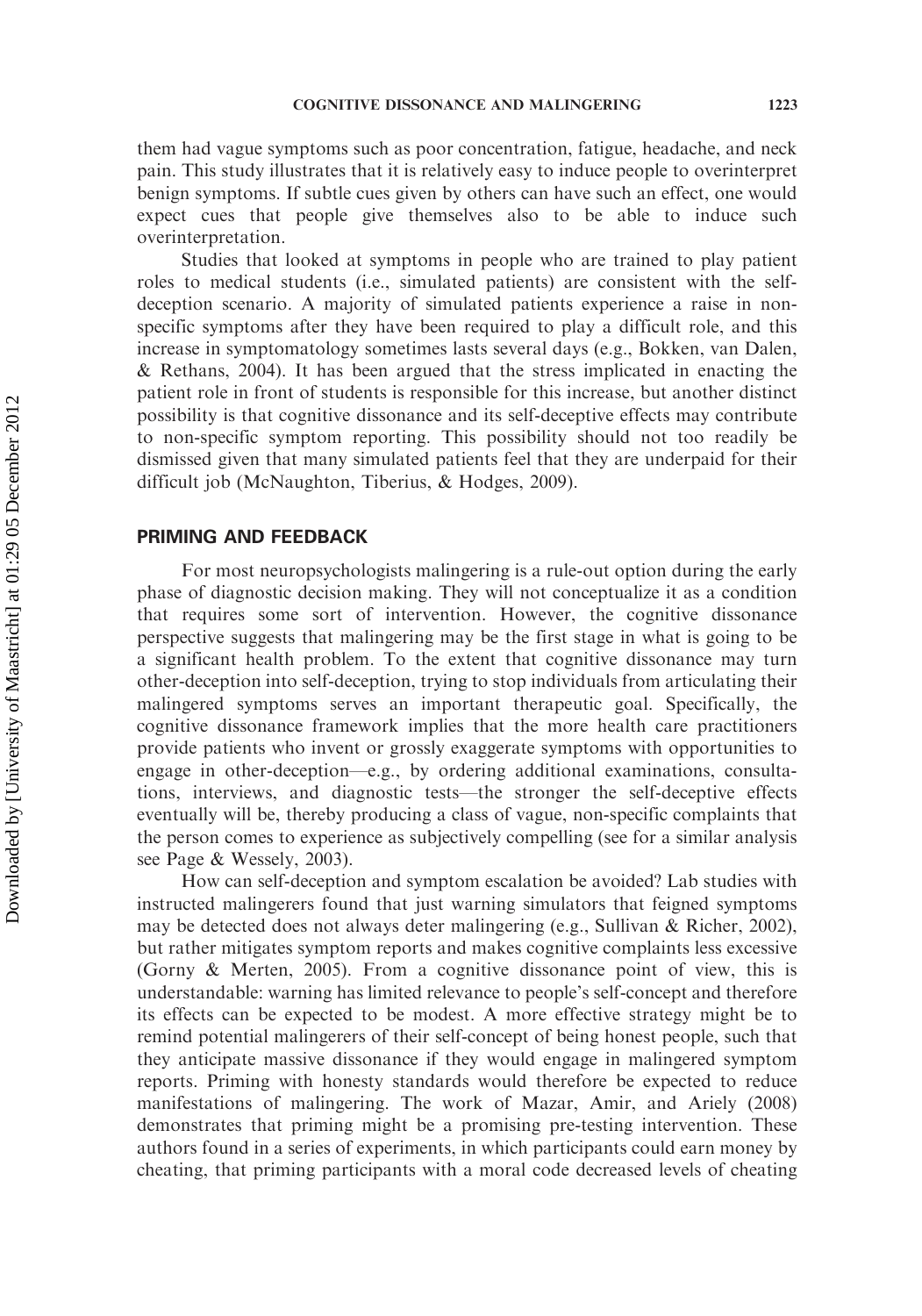them had vague symptoms such as poor concentration, fatigue, headache, and neck pain. This study illustrates that it is relatively easy to induce people to overinterpret benign symptoms. If subtle cues given by others can have such an effect, one would expect cues that people give themselves also to be able to induce such overinterpretation.

Studies that looked at symptoms in people who are trained to play patient roles to medical students (i.e., simulated patients) are consistent with the self-deception scenario. A majority of simulated patients experience a raise in non-specific symptoms after they have been required to play a difficult role, and this increase in symptomatology sometimes lasts several days (e.g., Bokken, van Dalen, & Rethans, 2004). It has been argued that the stress implicated in enacting the patient role in front of students is responsible for this increase, but another distinct possibility is that cognitive dissonance and its self-deceptive effects may contribute to non-specific symptom reporting. This possibility should not too readily be dismissed given that many simulated patients feel that they are underpaid for their difficult job (McNaughton, Tiberius, & Hodges, 2009).

## PRIMING AND FEEDBACK

For most neuropsychologists malingering is a rule-out option during the early phase of diagnostic decision making. They will not conceptualize it as a condition that requires some sort of intervention. However, the cognitive dissonance perspective suggests that malingering may be the first stage in what is going to be a significant health problem. To the extent that cognitive dissonance may turn other-deception into self-deception, trying to stop individuals from articulating their malingered symptoms serves an important therapeutic goal. Specifically, the cognitive dissonance framework implies that the more health care practitioners provide patients who invent or grossly exaggerate symptoms with opportunities to engage in other-deception—e.g., by ordering additional examinations, consultations, interviews, and diagnostic tests—the stronger the self-deceptive effects eventually will be, thereby producing a class of vague, non-specific complaints that the person comes to experience as subjectively compelling (see for a similar analysis see Page & Wessely, 2003).

How can self-deception and symptom escalation be avoided? Lab studies with instructed malingerers found that just warning simulators that feigned symptoms may be detected does not always deter malingering (e.g., Sullivan & Richer, 2002), but rather mitigates symptom reports and makes cognitive complaints less excessive (Gorny & Merten, 2005). From a cognitive dissonance point of view, this is understandable: warning has limited relevance to people's self-concept and therefore its effects can be expected to be modest. A more effective strategy might be to remind potential malingerers of their self-concept of being honest people, such that they anticipate massive dissonance if they would engage in malingered symptom reports. Priming with honesty standards would therefore be expected to reduce manifestations of malingering. The work of Mazar, Amir, and Ariely (2008) demonstrates that priming might be a promising pre-testing intervention. These authors found in a series of experiments, in which participants could earn money by cheating, that priming participants with a moral code decreased levels of cheating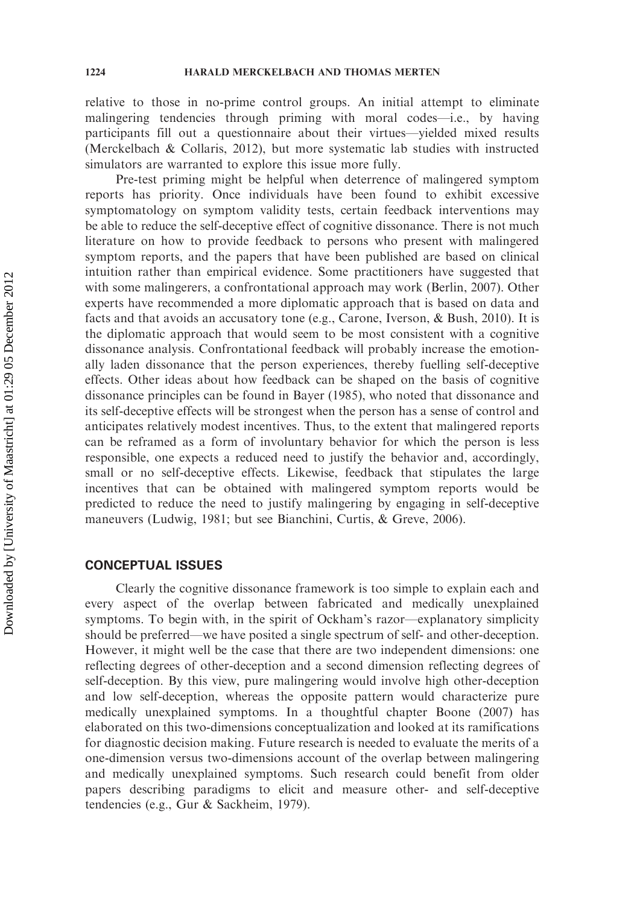relative to those in no-prime control groups. An initial attempt to eliminate malingering tendencies through priming with moral codes—i.e., by having participants fill out a questionnaire about their virtues—yielded mixed results (Merckelbach & Collaris, 2012), but more systematic lab studies with instructed simulators are warranted to explore this issue more fully.

Pre-test priming might be helpful when deterrence of malingered symptom reports has priority. Once individuals have been found to exhibit excessive symptomatology on symptom validity tests, certain feedback interventions may be able to reduce the self-deceptive effect of cognitive dissonance. There is not much literature on how to provide feedback to persons who present with malingered symptom reports, and the papers that have been published are based on clinical intuition rather than empirical evidence. Some practitioners have suggested that with some malingerers, a confrontational approach may work (Berlin, 2007). Other experts have recommended a more diplomatic approach that is based on data and facts and that avoids an accusatory tone (e.g., Carone, Iverson, & Bush, 2010). It is the diplomatic approach that would seem to be most consistent with a cognitive dissonance analysis. Confrontational feedback will probably increase the emotionally laden dissonance that the person experiences, thereby fuelling self-deceptive effects. Other ideas about how feedback can be shaped on the basis of cognitive dissonance principles can be found in Bayer (1985), who noted that dissonance and its self-deceptive effects will be strongest when the person has a sense of control and anticipates relatively modest incentives. Thus, to the extent that malingered reports can be reframed as a form of involuntary behavior for which the person is less responsible, one expects a reduced need to justify the behavior and, accordingly, small or no self-deceptive effects. Likewise, feedback that stipulates the large incentives that can be obtained with malingered symptom reports would be predicted to reduce the need to justify malingering by engaging in self-deceptive maneuvers (Ludwig, 1981; but see Bianchini, Curtis, & Greve, 2006).

## CONCEPTUAL ISSUES

Clearly the cognitive dissonance framework is too simple to explain each and every aspect of the overlap between fabricated and medically unexplained symptoms. To begin with, in the spirit of Ockham's razor—explanatory simplicity should be preferred—we have posited a single spectrum of self- and other-deception. However, it might well be the case that there are two independent dimensions: one reflecting degrees of other-deception and a second dimension reflecting degrees of self-deception. By this view, pure malingering would involve high other-deception and low self-deception, whereas the opposite pattern would characterize pure medically unexplained symptoms. In a thoughtful chapter Boone (2007) has elaborated on this two-dimensions conceptualization and looked at its ramifications for diagnostic decision making. Future research is needed to evaluate the merits of a one-dimension versus two-dimensions account of the overlap between malingering and medically unexplained symptoms. Such research could benefit from older papers describing paradigms to elicit and measure other- and self-deceptive tendencies (e.g., Gur & Sackheim, 1979).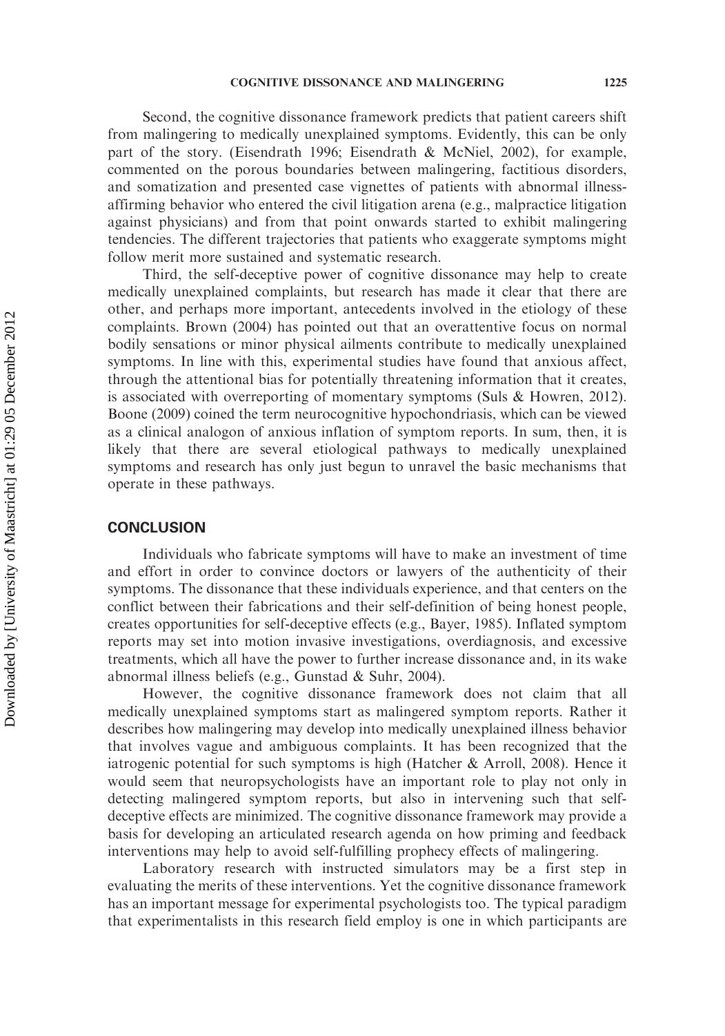Second, the cognitive dissonance framework predicts that patient careers shift from malingering to medically unexplained symptoms. Evidently, this can be only part of the story. (Eisendrath 1996; Eisendrath & McNiel, 2002), for example, commented on the porous boundaries between malingering, factitious disorders, and somatization and presented case vignettes of patients with abnormal illness-affirming behavior who entered the civil litigation arena (e.g., malpractice litigation against physicians) and from that point onwards started to exhibit malingering tendencies. The different trajectories that patients who exaggerate symptoms might follow merit more sustained and systematic research.

Third, the self-deceptive power of cognitive dissonance may help to create medically unexplained complaints, but research has made it clear that there are other, and perhaps more important, antecedents involved in the etiology of these complaints. Brown (2004) has pointed out that an overattentive focus on normal bodily sensations or minor physical ailments contribute to medically unexplained symptoms. In line with this, experimental studies have found that anxious affect, through the attentional bias for potentially threatening information that it creates, is associated with overreporting of momentary symptoms (Suls & Howren, 2012). Boone (2009) coined the term neurocognitive hypochondriasis, which can be viewed as a clinical analogon of anxious inflation of symptom reports. In sum, then, it is likely that there are several etiological pathways to medically unexplained symptoms and research has only just begun to unravel the basic mechanisms that operate in these pathways.

## CONCLUSION

Individuals who fabricate symptoms will have to make an investment of time and effort in order to convince doctors or lawyers of the authenticity of their symptoms. The dissonance that these individuals experience, and that centers on the conflict between their fabrications and their self-definition of being honest people, creates opportunities for self-deceptive effects (e.g., Bayer, 1985). Inflated symptom reports may set into motion invasive investigations, overdiagnosis, and excessive treatments, which all have the power to further increase dissonance and, in its wake abnormal illness beliefs (e.g., Gunstad & Suhr, 2004).

However, the cognitive dissonance framework does not claim that all medically unexplained symptoms start as malingered symptom reports. Rather it describes how malingering may develop into medically unexplained illness behavior that involves vague and ambiguous complaints. It has been recognized that the iatrogenic potential for such symptoms is high (Hatcher & Arroll, 2008). Hence it would seem that neuropsychologists have an important role to play not only in detecting malingered symptom reports, but also in intervening such that self-deceptive effects are minimized. The cognitive dissonance framework may provide a basis for developing an articulated research agenda on how priming and feedback interventions may help to avoid self-fulfilling prophecy effects of malingering.

Laboratory research with instructed simulators may be a first step in evaluating the merits of these interventions. Yet the cognitive dissonance framework has an important message for experimental psychologists too. The typical paradigm that experimentalists in this research field employ is one in which participants are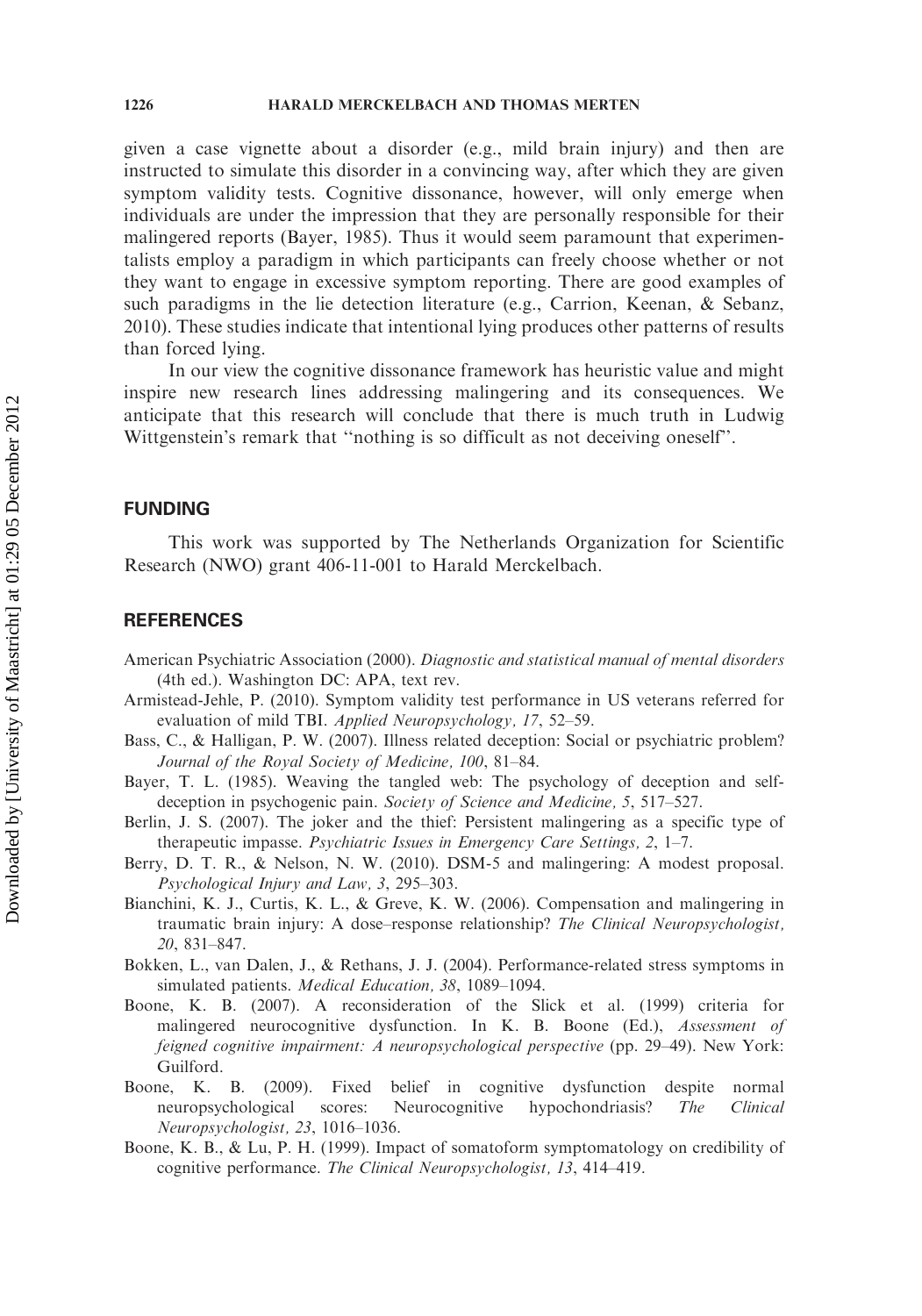given a case vignette about a disorder (e.g., mild brain injury) and then are instructed to simulate this disorder in a convincing way, after which they are given symptom validity tests. Cognitive dissonance, however, will only emerge when individuals are under the impression that they are personally responsible for their malingered reports (Bayer, 1985). Thus it would seem paramount that experimentalists employ a paradigm in which participants can freely choose whether or not they want to engage in excessive symptom reporting. There are good examples of such paradigms in the lie detection literature (e.g., Carrion, Keenan, & Sebanz, 2010). These studies indicate that intentional lying produces other patterns of results than forced lying.

In our view the cognitive dissonance framework has heuristic value and might inspire new research lines addressing malingering and its consequences. We anticipate that this research will conclude that there is much truth in Ludwig Wittgenstein's remark that ''nothing is so difficult as not deceiving oneself''.

## FUNDING

This work was supported by The Netherlands Organization for Scientific Research (NWO) grant 406-11-001 to Harald Merckelbach.

## REFERENCES

American Psychiatric Association (2000). *Diagnostic and statistical manual of mental disorders* (4th ed.). Washington DC: APA, text rev.

Armistead-Jehle, P. (2010). Symptom validity test performance in US veterans referred for evaluation of mild TBI. *Applied Neuropsychology, 17*, 52–59.

Bass, C., & Halligan, P. W. (2007). Illness related deception: Social or psychiatric problem? *Journal of the Royal Society of Medicine, 100*, 81–84.

Bayer, T. L. (1985). Weaving the tangled web: The psychology of deception and self-deception in psychogenic pain. *Society of Science and Medicine, 5*, 517–527.

Berlin, J. S. (2007). The joker and the thief: Persistent malingering as a specific type of therapeutic impasse. *Psychiatric Issues in Emergency Care Settings, 2*, 1–7.

Berry, D. T. R., & Nelson, N. W. (2010). DSM-5 and malingering: A modest proposal. *Psychological Injury and Law, 3*, 295–303.

Bianchini, K. J., Curtis, K. L., & Greve, K. W. (2006). Compensation and malingering in traumatic brain injury: A dose–response relationship? *The Clinical Neuropsychologist, 20*, 831–847.

Bokken, L., van Dalen, J., & Rethans, J. J. (2004). Performance-related stress symptoms in simulated patients. *Medical Education, 38*, 1089–1094.

Boone, K. B. (2007). A reconsideration of the Slick et al. (1999) criteria for malingered neurocognitive dysfunction. In K. B. Boone (Ed.), *Assessment of feigned cognitive impairment: A neuropsychological perspective* (pp. 29–49). New York: Guilford.

Boone, K. B. (2009). Fixed belief in cognitive dysfunction despite normal neuropsychological scores: Neurocognitive hypochondriasis? *The Clinical Neuropsychologist, 23*, 1016–1036.

Boone, K. B., & Lu, P. H. (1999). Impact of somatoform symptomatology on credibility of cognitive performance. *The Clinical Neuropsychologist, 13*, 414–419.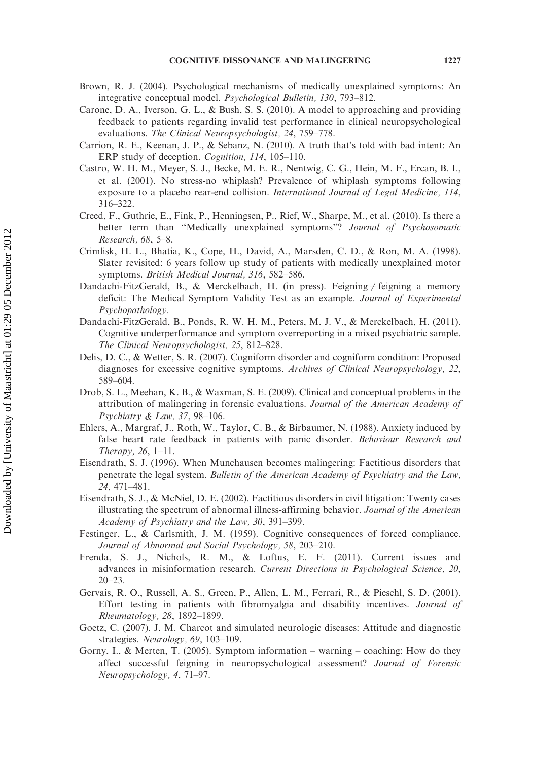Brown, R. J. (2004). Psychological mechanisms of medically unexplained symptoms: An integrative conceptual model. *Psychological Bulletin, 130*, 793–812.

Carone, D. A., Iverson, G. L., & Bush, S. S. (2010). A model to approaching and providing feedback to patients regarding invalid test performance in clinical neuropsychological evaluations. *The Clinical Neuropsychologist, 24*, 759–778.

Carrion, R. E., Keenan, J. P., & Sebanz, N. (2010). A truth that's told with bad intent: An ERP study of deception. *Cognition, 114*, 105–110.

Castro, W. H. M., Meyer, S. J., Becke, M. E. R., Nentwig, C. G., Hein, M. F., Ercan, B. I., et al. (2001). No stress-no whiplash? Prevalence of whiplash symptoms following exposure to a placebo rear-end collision. *International Journal of Legal Medicine, 114*, 316–322.

Creed, F., Guthrie, E., Fink, P., Henningsen, P., Rief, W., Sharpe, M., et al. (2010). Is there a better term than "Medically unexplained symptoms"? *Journal of Psychosomatic Research, 68*, 5–8.

Crimlisk, H. L., Bhatia, K., Cope, H., David, A., Marsden, C. D., & Ron, M. A. (1998). Slater revisited: 6 years follow up study of patients with medically unexplained motor symptoms. *British Medical Journal, 316*, 582–586.

Dandachi-FitzGerald, B., & Merckelbach, H. (in press). Feigning ≠ feigning a memory deficit: The Medical Symptom Validity Test as an example. *Journal of Experimental Psychopathology*.

Dandachi-FitzGerald, B., Ponds, R. W. H. M., Peters, M. J. V., & Merckelbach, H. (2011). Cognitive underperformance and symptom overreporting in a mixed psychiatric sample. *The Clinical Neuropsychologist, 25*, 812–828.

Delis, D. C., & Wetter, S. R. (2007). Cogniform disorder and cogniform condition: Proposed diagnoses for excessive cognitive symptoms. *Archives of Clinical Neuropsychology, 22*, 589–604.

Drob, S. L., Meehan, K. B., & Waxman, S. E. (2009). Clinical and conceptual problems in the attribution of malingering in forensic evaluations. *Journal of the American Academy of Psychiatry & Law, 37*, 98–106.

Ehlers, A., Margraf, J., Roth, W., Taylor, C. B., & Birbaumer, N. (1988). Anxiety induced by false heart rate feedback in patients with panic disorder. *Behaviour Research and Therapy, 26*, 1–11.

Eisendrath, S. J. (1996). When Munchausen becomes malingering: Factitious disorders that penetrate the legal system. *Bulletin of the American Academy of Psychiatry and the Law, 24*, 471–481.

Eisendrath, S. J., & McNiel, D. E. (2002). Factitious disorders in civil litigation: Twenty cases illustrating the spectrum of abnormal illness-affirming behavior. *Journal of the American Academy of Psychiatry and the Law, 30*, 391–399.

Festinger, L., & Carlsmith, J. M. (1959). Cognitive consequences of forced compliance. *Journal of Abnormal and Social Psychology, 58*, 203–210.

Frenda, S. J., Nichols, R. M., & Loftus, E. F. (2011). Current issues and advances in misinformation research. *Current Directions in Psychological Science, 20*, 20–23.

Gervais, R. O., Russell, A. S., Green, P., Allen, L. M., Ferrari, R., & Pieschl, S. D. (2001). Effort testing in patients with fibromyalgia and disability incentives. *Journal of Rheumatology, 28*, 1892–1899.

Goetz, C. (2007). J. M. Charcot and simulated neurologic diseases: Attitude and diagnostic strategies. *Neurology, 69*, 103–109.

Gorny, I., & Merten, T. (2005). Symptom information – warning – coaching: How do they affect successful feigning in neuropsychological assessment? *Journal of Forensic Neuropsychology, 4*, 71–97.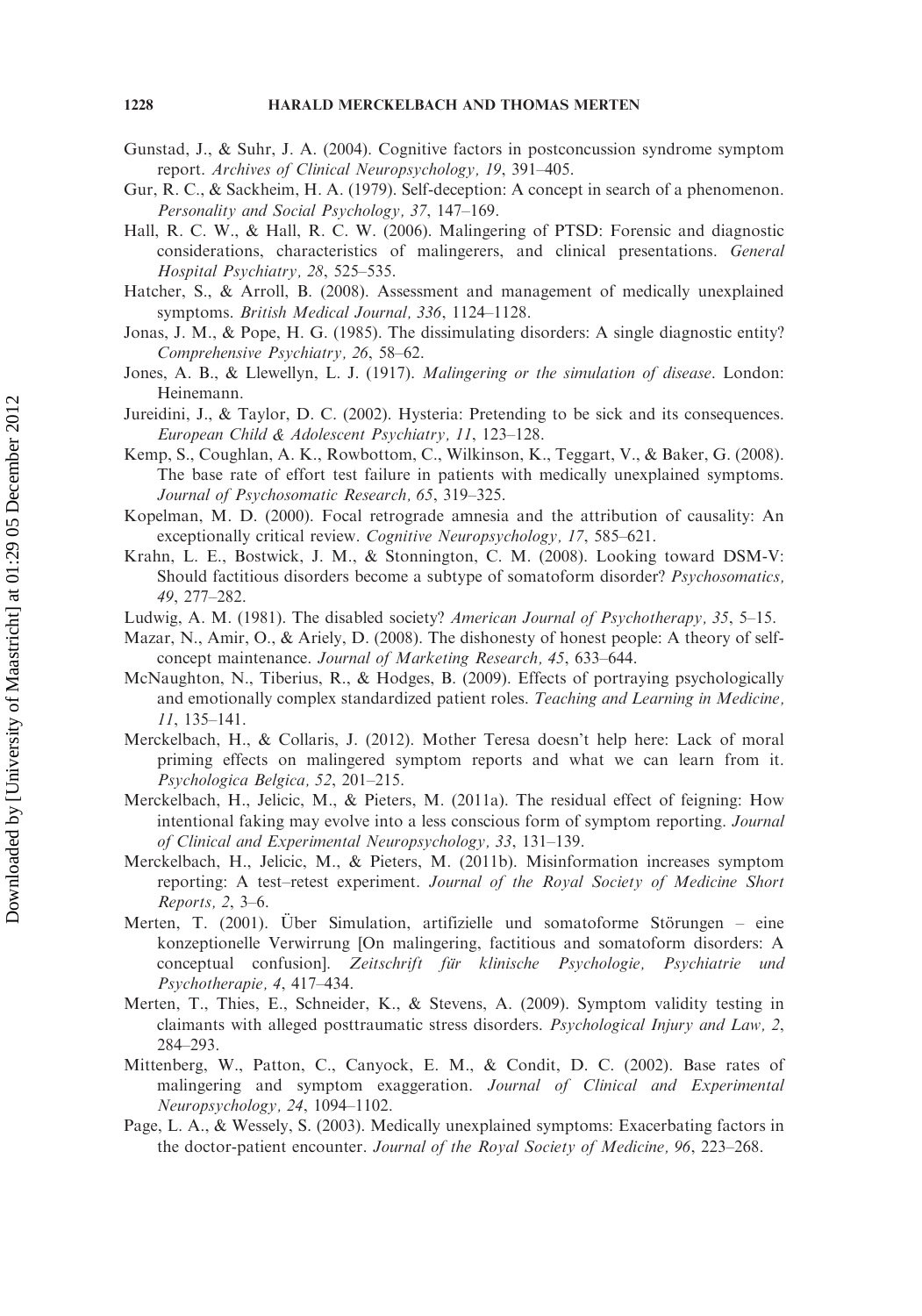Gunstad, J., & Suhr, J. A. (2004). Cognitive factors in postconcussion syndrome symptom report. *Archives of Clinical Neuropsychology, 19*, 391–405.

Gur, R. C., & Sackheim, H. A. (1979). Self-deception: A concept in search of a phenomenon. *Personality and Social Psychology, 37*, 147–169.

Hall, R. C. W., & Hall, R. C. W. (2006). Malingering of PTSD: Forensic and diagnostic considerations, characteristics of malingerers, and clinical presentations. *General Hospital Psychiatry, 28*, 525–535.

Hatcher, S., & Arroll, B. (2008). Assessment and management of medically unexplained symptoms. *British Medical Journal, 336*, 1124–1128.

Jonas, J. M., & Pope, H. G. (1985). The dissimulating disorders: A single diagnostic entity? *Comprehensive Psychiatry, 26*, 58–62.

Jones, A. B., & Llewellyn, L. J. (1917). *Malingering or the simulation of disease*. London: Heinemann.

Jureidini, J., & Taylor, D. C. (2002). Hysteria: Pretending to be sick and its consequences. *European Child & Adolescent Psychiatry, 11*, 123–128.

Kemp, S., Coughlan, A. K., Rowbottom, C., Wilkinson, K., Teggart, V., & Baker, G. (2008). The base rate of effort test failure in patients with medically unexplained symptoms. *Journal of Psychosomatic Research, 65*, 319–325.

Kopelman, M. D. (2000). Focal retrograde amnesia and the attribution of causality: An exceptionally critical review. *Cognitive Neuropsychology, 17*, 585–621.

Krahn, L. E., Bostwick, J. M., & Stonnington, C. M. (2008). Looking toward DSM-V: Should factitious disorders become a subtype of somatoform disorder? *Psychosomatics, 49*, 277–282.

Ludwig, A. M. (1981). The disabled society? *American Journal of Psychotherapy, 35*, 5–15.

Mazar, N., Amir, O., & Ariely, D. (2008). The dishonesty of honest people: A theory of self-concept maintenance. *Journal of Marketing Research, 45*, 633–644.

McNaughton, N., Tiberius, R., & Hodges, B. (2009). Effects of portraying psychologically and emotionally complex standardized patient roles. *Teaching and Learning in Medicine, 11*, 135–141.

Merckelbach, H., & Collaris, J. (2012). Mother Teresa doesn't help here: Lack of moral priming effects on malingered symptom reports and what we can learn from it. *Psychologica Belgica, 52*, 201–215.

Merckelbach, H., Jelicic, M., & Pieters, M. (2011a). The residual effect of feigning: How intentional faking may evolve into a less conscious form of symptom reporting. *Journal of Clinical and Experimental Neuropsychology, 33*, 131–139.

Merckelbach, H., Jelicic, M., & Pieters, M. (2011b). Misinformation increases symptom reporting: A test–retest experiment. *Journal of the Royal Society of Medicine Short Reports, 2*, 3–6.

Merten, T. (2001). Über Simulation, artifizielle und somatoforme Störungen – eine konzeptionelle Verwirrung [On malingering, factitious and somatoform disorders: A conceptual confusion]. *Zeitschrift für klinische Psychologie, Psychiatrie und Psychotherapie, 4*, 417–434.

Merten, T., Thies, E., Schneider, K., & Stevens, A. (2009). Symptom validity testing in claimants with alleged posttraumatic stress disorders. *Psychological Injury and Law, 2*, 284–293.

Mittenberg, W., Patton, C., Canyock, E. M., & Condit, D. C. (2002). Base rates of malingering and symptom exaggeration. *Journal of Clinical and Experimental Neuropsychology, 24*, 1094–1102.

Page, L. A., & Wessely, S. (2003). Medically unexplained symptoms: Exacerbating factors in the doctor-patient encounter. *Journal of the Royal Society of Medicine, 96*, 223–268.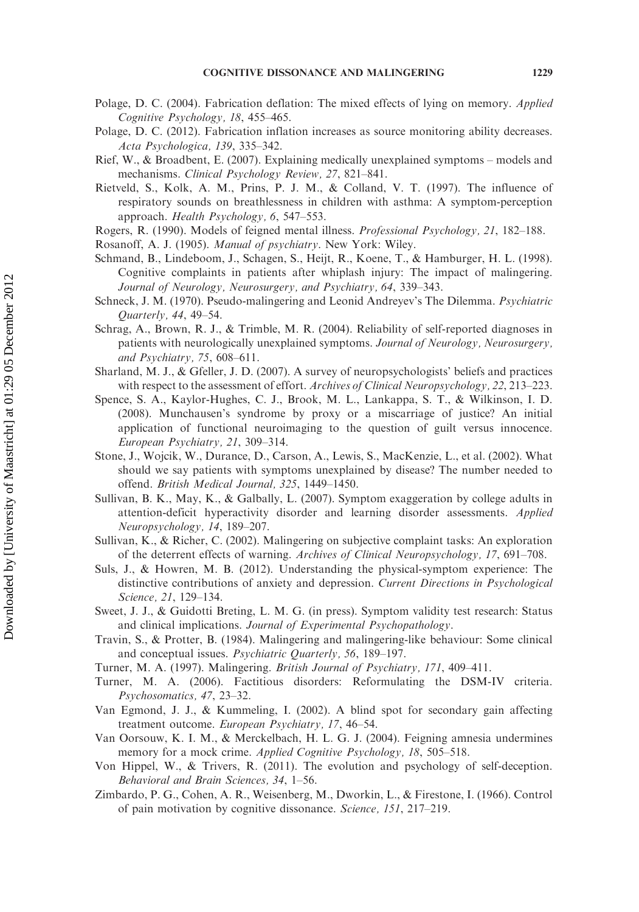Polage, D. C. (2004). Fabrication deflation: The mixed effects of lying on memory. *Applied Cognitive Psychology, 18*, 455–465.

Polage, D. C. (2012). Fabrication inflation increases as source monitoring ability decreases. *Acta Psychologica, 139*, 335–342.

Rief, W., & Broadbent, E. (2007). Explaining medically unexplained symptoms – models and mechanisms. *Clinical Psychology Review, 27*, 821–841.

Rietveld, S., Kolk, A. M., Prins, P. J. M., & Colland, V. T. (1997). The influence of respiratory sounds on breathlessness in children with asthma: A symptom-perception approach. *Health Psychology, 6*, 547–553.

Rogers, R. (1990). Models of feigned mental illness. *Professional Psychology, 21*, 182–188.

Rosanoff, A. J. (1905). *Manual of psychiatry*. New York: Wiley.

Schmand, B., Lindeboom, J., Schagen, S., Heijt, R., Koene, T., & Hamburger, H. L. (1998). Cognitive complaints in patients after whiplash injury: The impact of malingering. *Journal of Neurology, Neurosurgery, and Psychiatry, 64*, 339–343.

Schneck, J. M. (1970). Pseudo-malingering and Leonid Andreyev's The Dilemma. *Psychiatric Quarterly, 44*, 49–54.

Schrag, A., Brown, R. J., & Trimble, M. R. (2004). Reliability of self-reported diagnoses in patients with neurologically unexplained symptoms. *Journal of Neurology, Neurosurgery, and Psychiatry, 75*, 608–611.

Sharland, M. J., & Gfeller, J. D. (2007). A survey of neuropsychologists' beliefs and practices with respect to the assessment of effort. *Archives of Clinical Neuropsychology, 22*, 213–223.

Spence, S. A., Kaylor-Hughes, C. J., Brook, M. L., Lankappa, S. T., & Wilkinson, I. D. (2008). Munchausen's syndrome by proxy or a miscarriage of justice? An initial application of functional neuroimaging to the question of guilt versus innocence. *European Psychiatry, 21*, 309–314.

Stone, J., Wojcik, W., Durance, D., Carson, A., Lewis, S., MacKenzie, L., et al. (2002). What should we say patients with symptoms unexplained by disease? The number needed to offend. *British Medical Journal, 325*, 1449–1450.

Sullivan, B. K., May, K., & Galbally, L. (2007). Symptom exaggeration by college adults in attention-deficit hyperactivity disorder and learning disorder assessments. *Applied Neuropsychology, 14*, 189–207.

Sullivan, K., & Richer, C. (2002). Malingering on subjective complaint tasks: An exploration of the deterrent effects of warning. *Archives of Clinical Neuropsychology, 17*, 691–708.

Suls, J., & Howren, M. B. (2012). Understanding the physical-symptom experience: The distinctive contributions of anxiety and depression. *Current Directions in Psychological Science, 21*, 129–134.

Sweet, J. J., & Guidotti Breting, L. M. G. (in press). Symptom validity test research: Status and clinical implications. *Journal of Experimental Psychopathology*.

Travin, S., & Protter, B. (1984). Malingering and malingering-like behaviour: Some clinical and conceptual issues. *Psychiatric Quarterly, 56*, 189–197.

Turner, M. A. (1997). Malingering. *British Journal of Psychiatry, 171*, 409–411.

Turner, M. A. (2006). Factitious disorders: Reformulating the DSM-IV criteria. *Psychosomatics, 47*, 23–32.

Van Egmond, J. J., & Kummeling, I. (2002). A blind spot for secondary gain affecting treatment outcome. *European Psychiatry, 17*, 46–54.

Van Oorsouw, K. I. M., & Merckelbach, H. L. G. J. (2004). Feigning amnesia undermines memory for a mock crime. *Applied Cognitive Psychology, 18*, 505–518.

Von Hippel, W., & Trivers, R. (2011). The evolution and psychology of self-deception. *Behavioral and Brain Sciences, 34*, 1–56.

Zimbardo, P. G., Cohen, A. R., Weisenberg, M., Dworkin, L., & Firestone, I. (1966). Control of pain motivation by cognitive dissonance. *Science, 151*, 217–219.